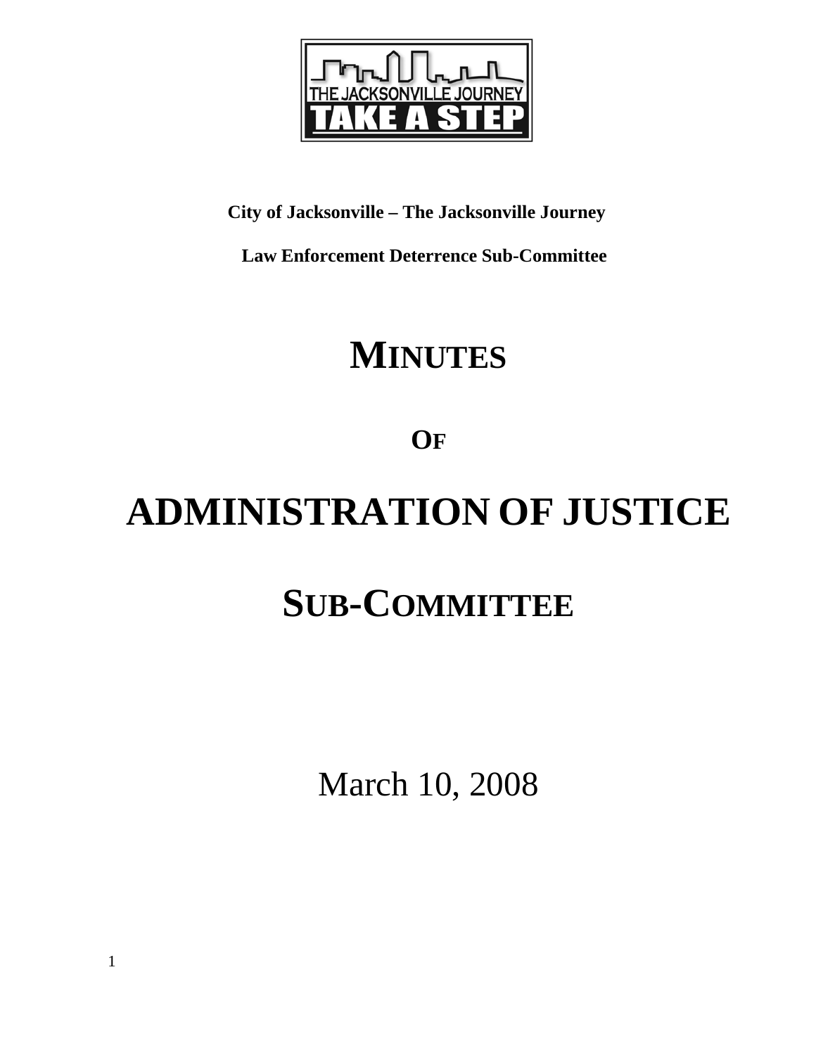City of Jacksonville – The Jacksonville Journey

Law Enforcement Deterrence Sub-Committee

# MINUTES

# OF

# ADMINISTRATION OF JUSTICE

# SUB-COMMITTEE

March 10, 2008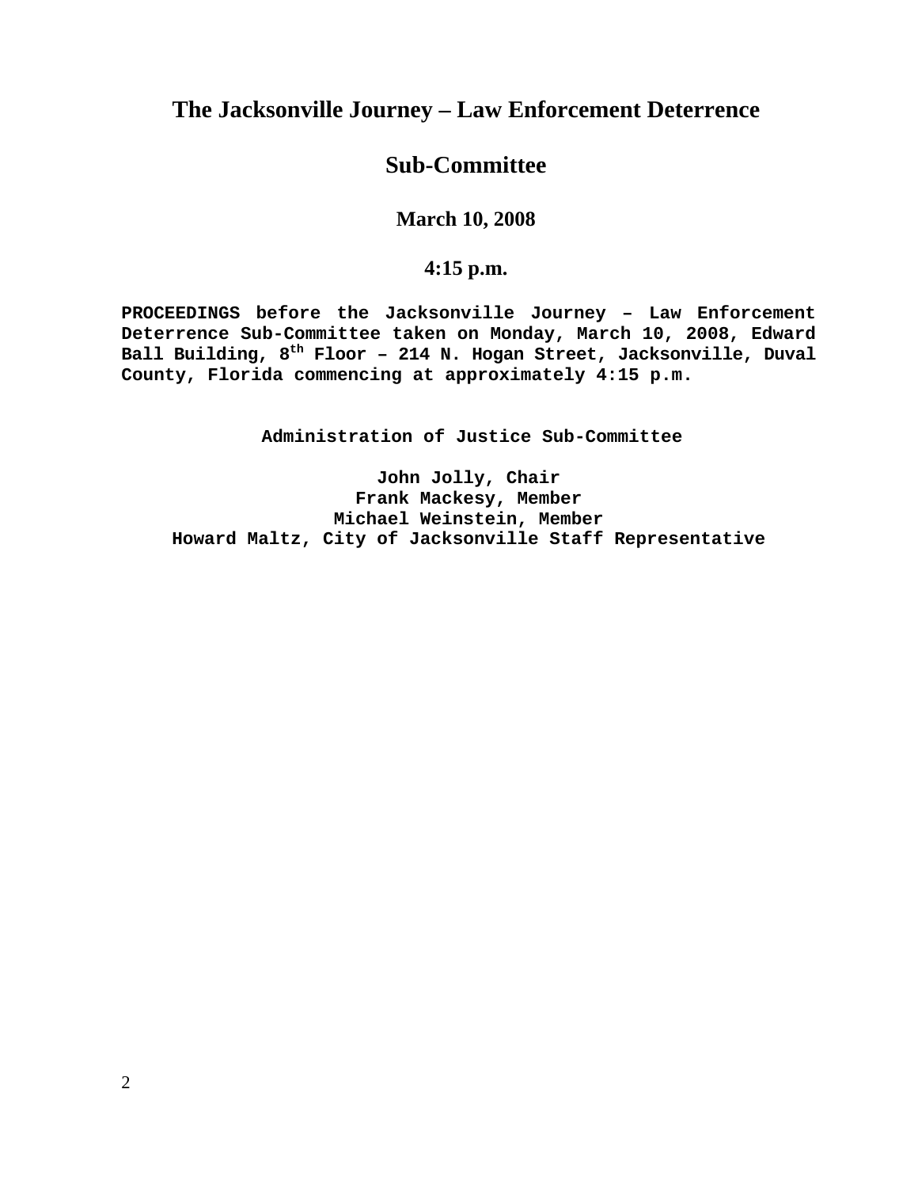# The Jacksonville Journey – Law Enforcement Deterrence

# Sub-Committee

### March 10, 2008

### 4:15 p.m.

**PROCEEDINGS before the Jacksonville Journey – Law Enforcement Deterrence Sub-Committee taken on Monday, March 10, 2008, Edward Ball Building, 8th Floor – 214 N. Hogan Street, Jacksonville, Duval County, Florida commencing at approximately 4:15 p.m.**

**Administration of Justice Sub-Committee**

**John Jolly, Chair**
**Frank Mackesy, Member**
**Michael Weinstein, Member**
**Howard Maltz, City of Jacksonville Staff Representative**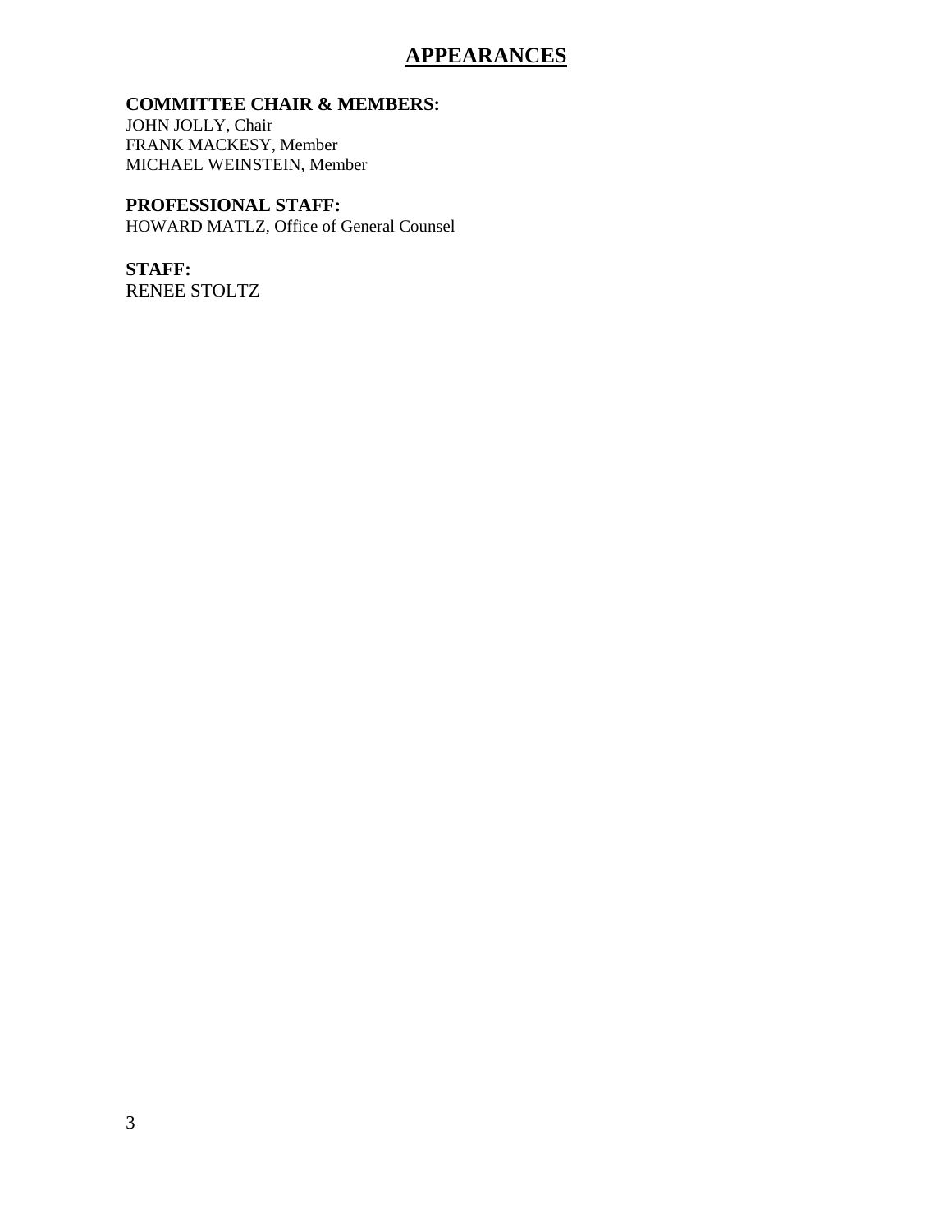# APPEARANCES

**COMMITTEE CHAIR & MEMBERS:**
JOHN JOLLY, Chair
FRANK MACKESY, Member
MICHAEL WEINSTEIN, Member

**PROFESSIONAL STAFF:**
HOWARD MATLZ, Office of General Counsel

**STAFF:**
RENEE STOLTZ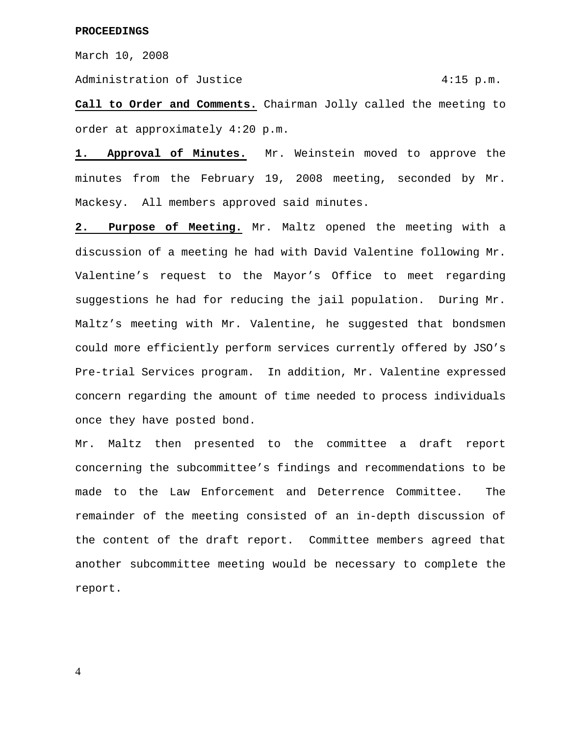**PROCEEDINGS**

March 10, 2008

Administration of Justice 4:15 p.m.

**Call to Order and Comments.** Chairman Jolly called the meeting to order at approximately 4:20 p.m.

**1. Approval of Minutes.** Mr. Weinstein moved to approve the minutes from the February 19, 2008 meeting, seconded by Mr. Mackesy. All members approved said minutes.

**2. Purpose of Meeting.** Mr. Maltz opened the meeting with a discussion of a meeting he had with David Valentine following Mr. Valentine's request to the Mayor's Office to meet regarding suggestions he had for reducing the jail population. During Mr. Maltz's meeting with Mr. Valentine, he suggested that bondsmen could more efficiently perform services currently offered by JSO's Pre-trial Services program. In addition, Mr. Valentine expressed concern regarding the amount of time needed to process individuals once they have posted bond.

Mr. Maltz then presented to the committee a draft report concerning the subcommittee's findings and recommendations to be made to the Law Enforcement and Deterrence Committee. The remainder of the meeting consisted of an in-depth discussion of the content of the draft report. Committee members agreed that another subcommittee meeting would be necessary to complete the report.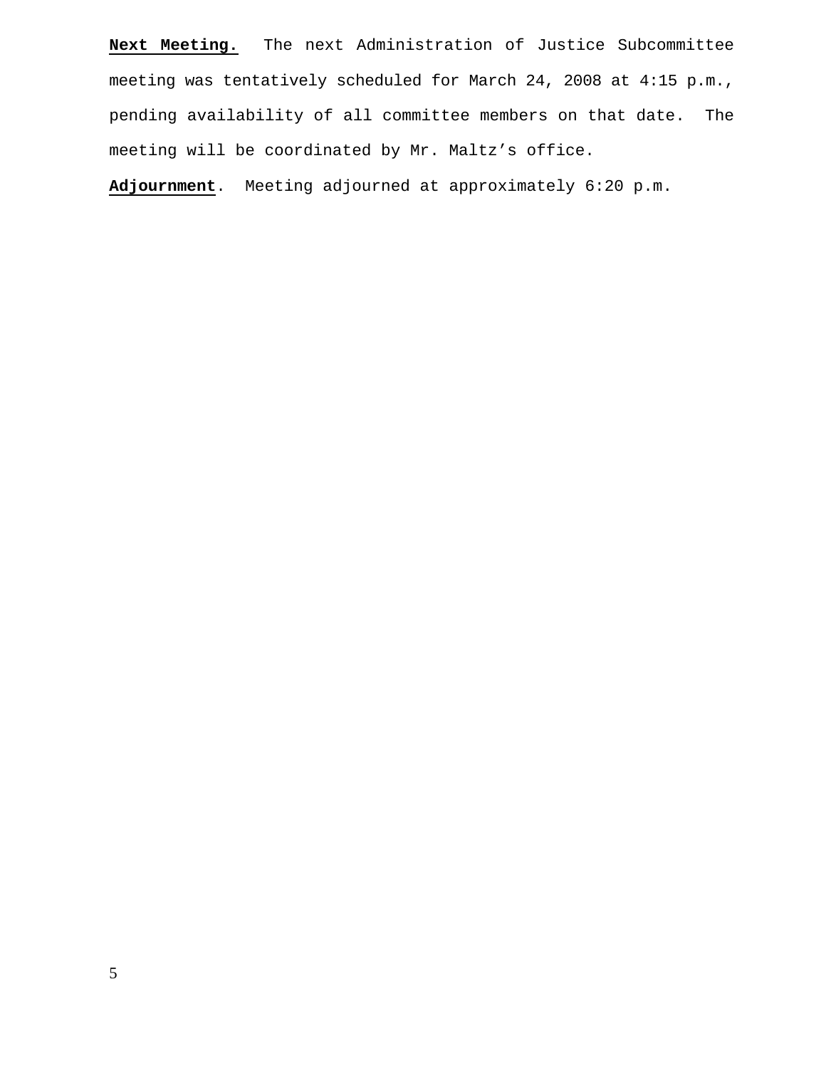**<u>Next Meeting.</u>** The next Administration of Justice Subcommittee meeting was tentatively scheduled for March 24, 2008 at 4:15 p.m., pending availability of all committee members on that date. The meeting will be coordinated by Mr. Maltz's office.

**<u>Adjournment</u>**. Meeting adjourned at approximately 6:20 p.m.